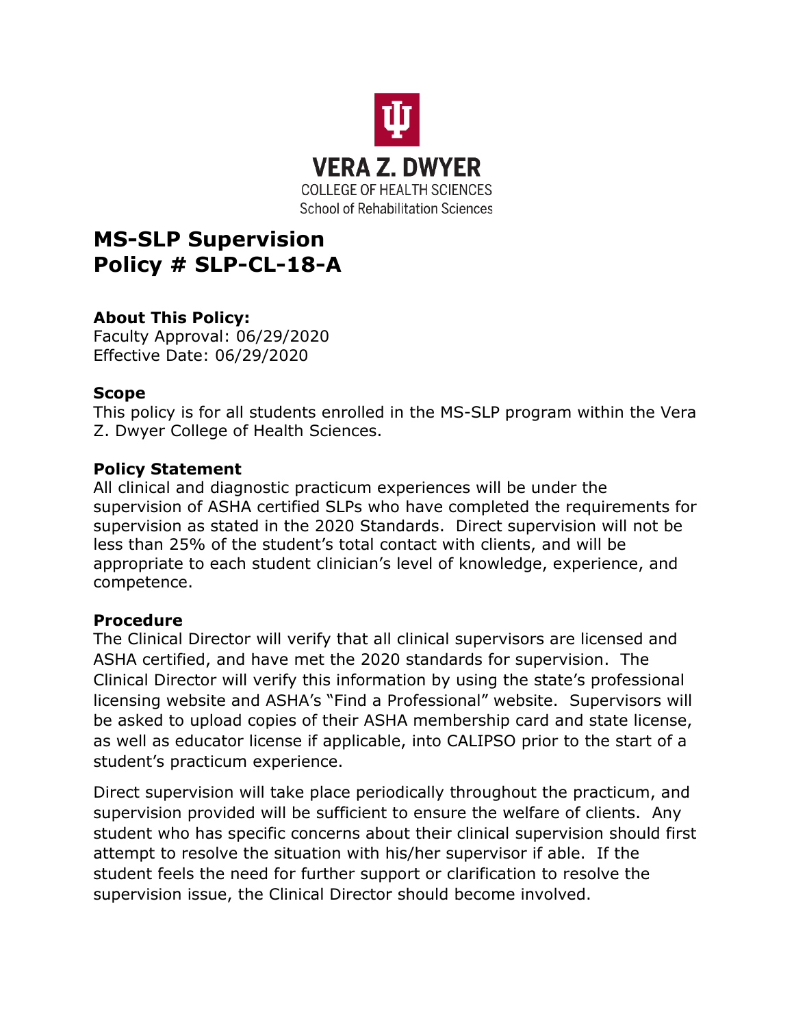VERA Z. DWYER
COLLEGE OF HEALTH SCIENCES
School of Rehabilitation Sciences

# MS-SLP Supervision
# Policy # SLP-CL-18-A

### About This Policy:

Faculty Approval: 06/29/2020
Effective Date: 06/29/2020

### Scope

This policy is for all students enrolled in the MS-SLP program within the Vera Z. Dwyer College of Health Sciences.

### Policy Statement

All clinical and diagnostic practicum experiences will be under the supervision of ASHA certified SLPs who have completed the requirements for supervision as stated in the 2020 Standards. Direct supervision will not be less than 25% of the student's total contact with clients, and will be appropriate to each student clinician's level of knowledge, experience, and competence.

### Procedure

The Clinical Director will verify that all clinical supervisors are licensed and ASHA certified, and have met the 2020 standards for supervision. The Clinical Director will verify this information by using the state's professional licensing website and ASHA's "Find a Professional" website. Supervisors will be asked to upload copies of their ASHA membership card and state license, as well as educator license if applicable, into CALIPSO prior to the start of a student's practicum experience.

Direct supervision will take place periodically throughout the practicum, and supervision provided will be sufficient to ensure the welfare of clients. Any student who has specific concerns about their clinical supervision should first attempt to resolve the situation with his/her supervisor if able. If the student feels the need for further support or clarification to resolve the supervision issue, the Clinical Director should become involved.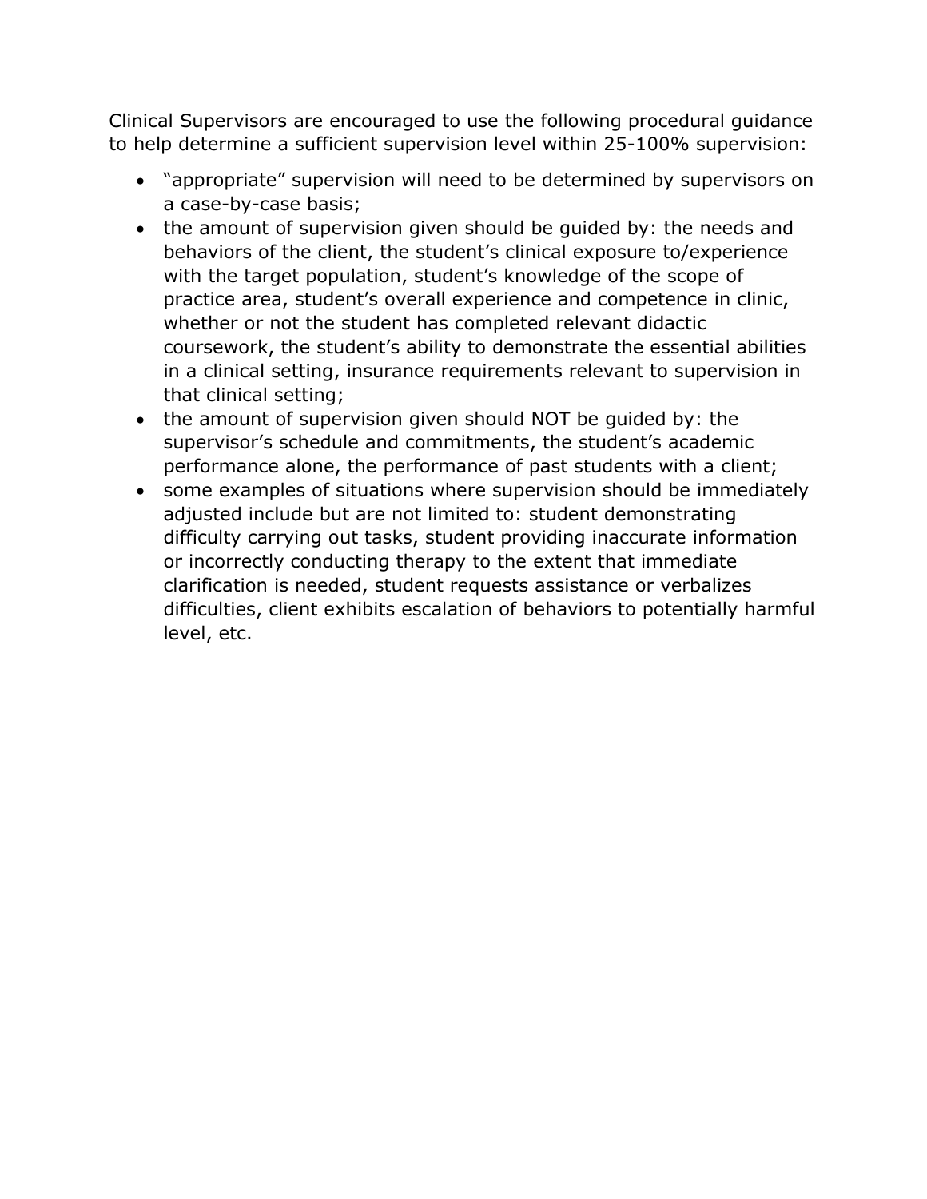Clinical Supervisors are encouraged to use the following procedural guidance to help determine a sufficient supervision level within 25-100% supervision:

- "appropriate" supervision will need to be determined by supervisors on a case-by-case basis;
- the amount of supervision given should be guided by: the needs and behaviors of the client, the student's clinical exposure to/experience with the target population, student's knowledge of the scope of practice area, student's overall experience and competence in clinic, whether or not the student has completed relevant didactic coursework, the student's ability to demonstrate the essential abilities in a clinical setting, insurance requirements relevant to supervision in that clinical setting;
- the amount of supervision given should NOT be guided by: the supervisor's schedule and commitments, the student's academic performance alone, the performance of past students with a client;
- some examples of situations where supervision should be immediately adjusted include but are not limited to: student demonstrating difficulty carrying out tasks, student providing inaccurate information or incorrectly conducting therapy to the extent that immediate clarification is needed, student requests assistance or verbalizes difficulties, client exhibits escalation of behaviors to potentially harmful level, etc.